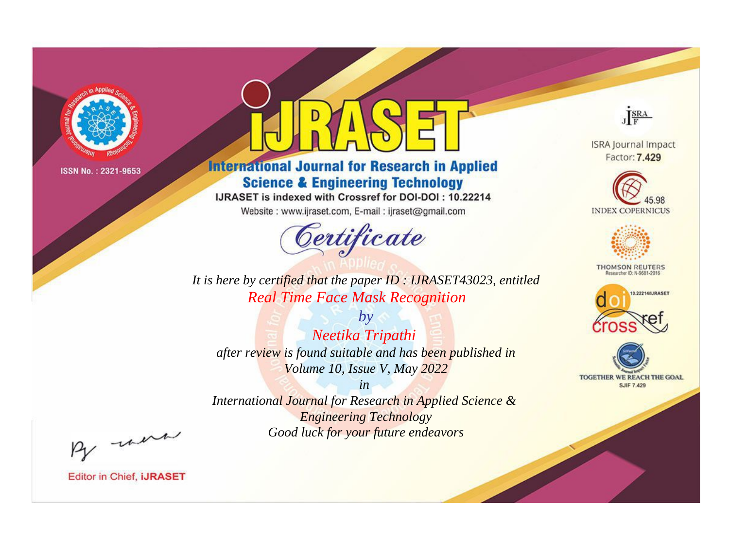ISSN No. : 2321-9653

# IJRASET

## International Journal for Research in Applied Science & Engineering Technology

IJRASET is indexed with Crossref for DOI-DOI : 10.22214

Website : www.ijraset.com, E-mail : ijraset@gmail.com

*Certificate*

*It is here by certified that the paper ID : IJRASET43023, entitled*

*Real Time Face Mask Recognition*

*by*

*Neetika Tripathi*

*after review is found suitable and has been published in*

*Volume 10, Issue V, May 2022*

*in*

*International Journal for Research in Applied Science & Engineering Technology*

*Good luck for your future endeavors*

ISRA Journal Impact Factor: **7.429**

45.98 INDEX COPERNICUS

THOMSON REUTERS
Researcher ID: N-9681-2016

10.22214/IJRASET

TOGETHER WE REACH THE GOAL
SJIF 7.429

Editor in Chief, **iJRASET**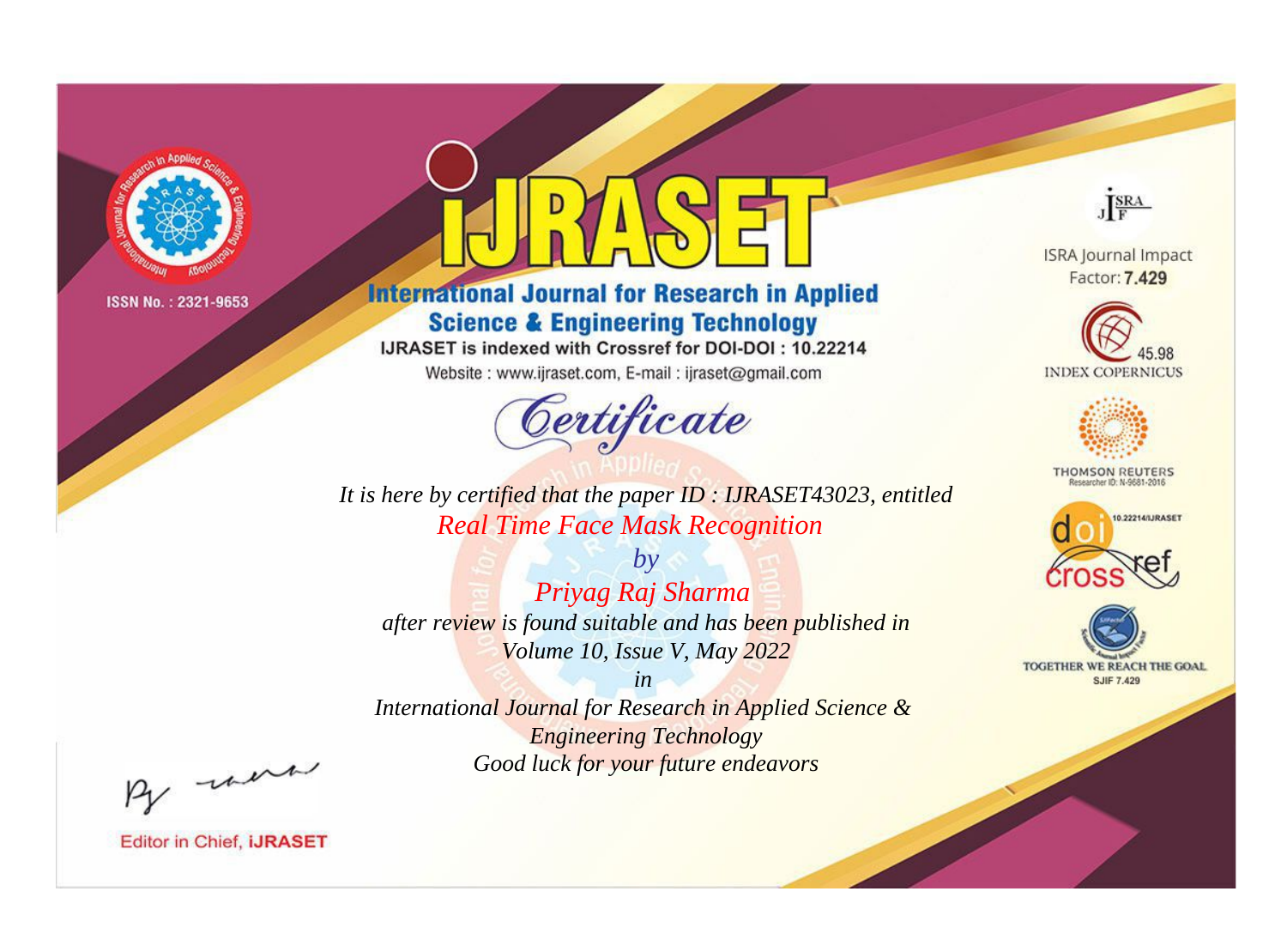ISSN No. : 2321-9653

# iJRASET

## International Journal for Research in Applied Science & Engineering Technology

IJRASET is indexed with Crossref for DOI-DOI : 10.22214

Website : www.ijraset.com, E-mail : ijraset@gmail.com

# Certificate

*It is here by certified that the paper ID : IJRASET43023, entitled*

*Real Time Face Mask Recognition*

*by*

*Priyag Raj Sharma*

*after review is found suitable and has been published in*

*Volume 10, Issue V, May 2022*

*in*

*International Journal for Research in Applied Science & Engineering Technology*

*Good luck for your future endeavors*

ISRA Journal Impact Factor: **7.429**

45.98 INDEX COPERNICUS

THOMSON REUTERS Researcher ID: N-9681-2016

10.22214/IJRASET

TOGETHER WE REACH THE GOAL SJIF 7.429

Editor in Chief, **iJRASET**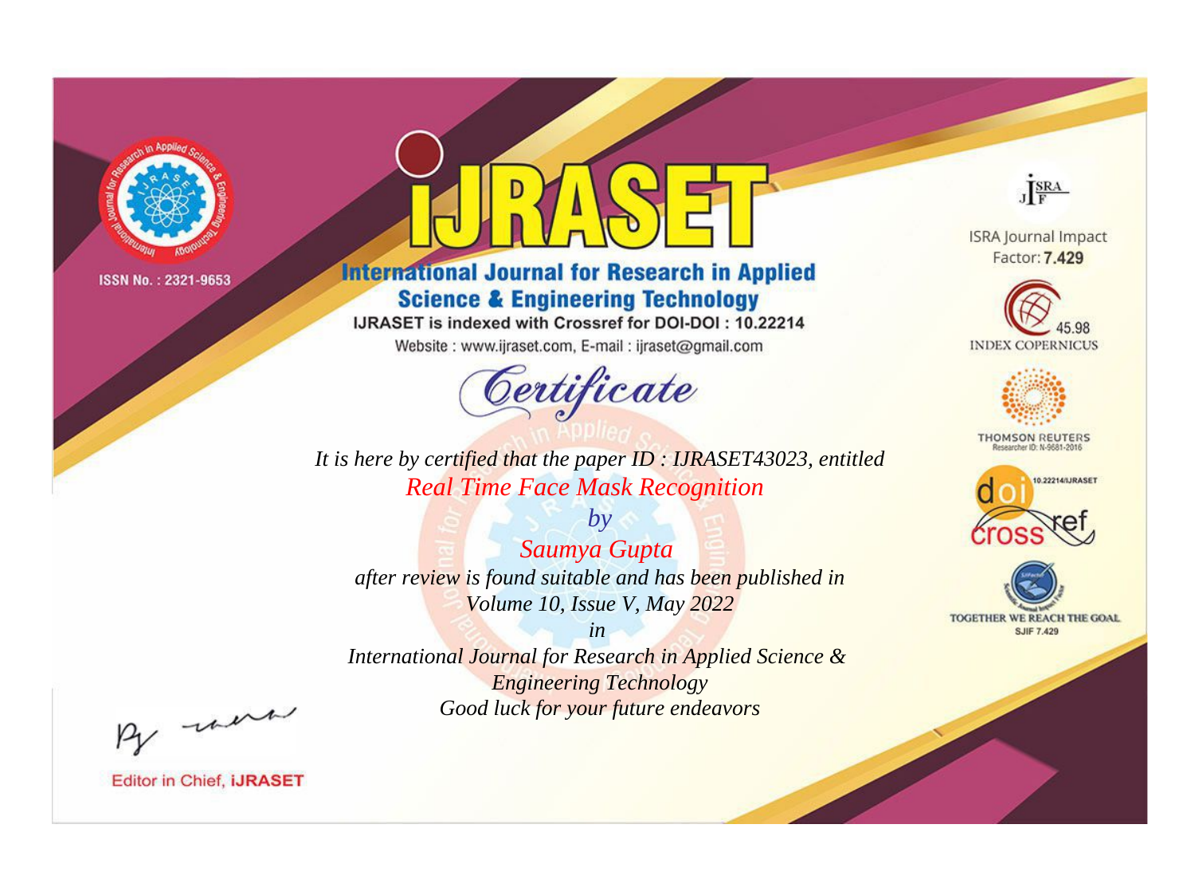ISSN No. : 2321-9653

# iJRASET

## International Journal for Research in Applied Science & Engineering Technology

IJRASET is indexed with Crossref for DOI-DOI : 10.22214

Website : www.ijraset.com, E-mail : ijraset@gmail.com

ISRA Journal Impact Factor: **7.429**

45.98 INDEX COPERNICUS

THOMSON REUTERS Researcher ID: N-9681-2016

10.22214/IJRASET

TOGETHER WE REACH THE GOAL SJIF 7.429

# *Certificate*

*It is here by certified that the paper ID : IJRASET43023, entitled*

*Real Time Face Mask Recognition*

*by*

*Saumya Gupta*

*after review is found suitable and has been published in*

*Volume 10, Issue V, May 2022*

*in*

*International Journal for Research in Applied Science & Engineering Technology*

*Good luck for your future endeavors*

Editor in Chief, **iJRASET**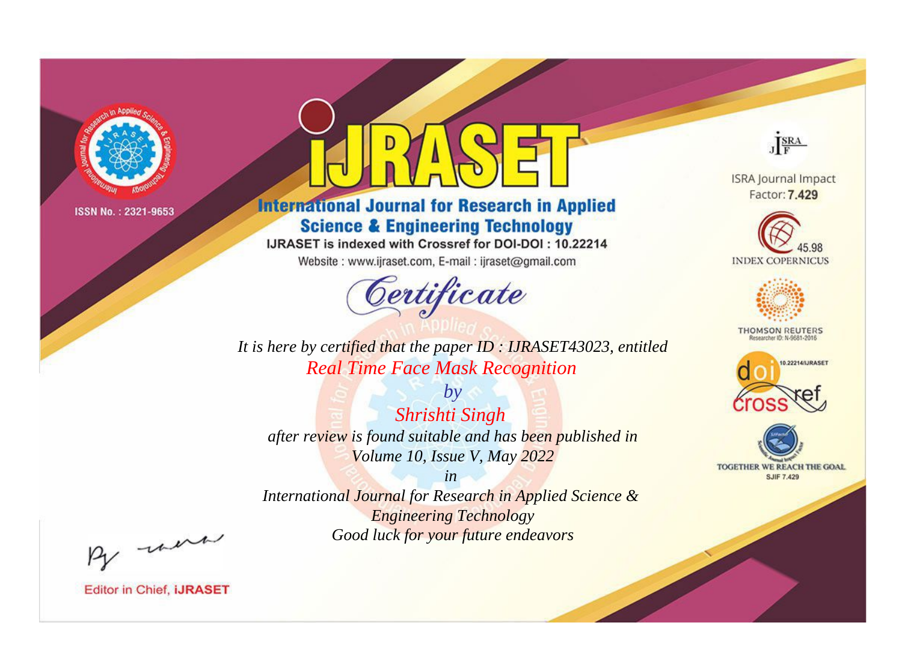ISSN No. : 2321-9653

# iJRASET

## International Journal for Research in Applied Science & Engineering Technology

IJRASET is indexed with Crossref for DOI-DOI : 10.22214

Website : www.ijraset.com, E-mail : ijraset@gmail.com

*Certificate*

*It is here by certified that the paper ID : IJRASET43023, entitled*

*Real Time Face Mask Recognition*

*by*

*Shrishti Singh*

*after review is found suitable and has been published in*

*Volume 10, Issue V, May 2022*

*in*

*International Journal for Research in Applied Science & Engineering Technology*

*Good luck for your future endeavors*

ISRA Journal Impact Factor: **7.429**

45.98 INDEX COPERNICUS

THOMSON REUTERS

Researcher ID: N-9681-2016

10.22214/IJRASET

TOGETHER WE REACH THE GOAL

SJIF 7.429

Editor in Chief, **iJRASET**